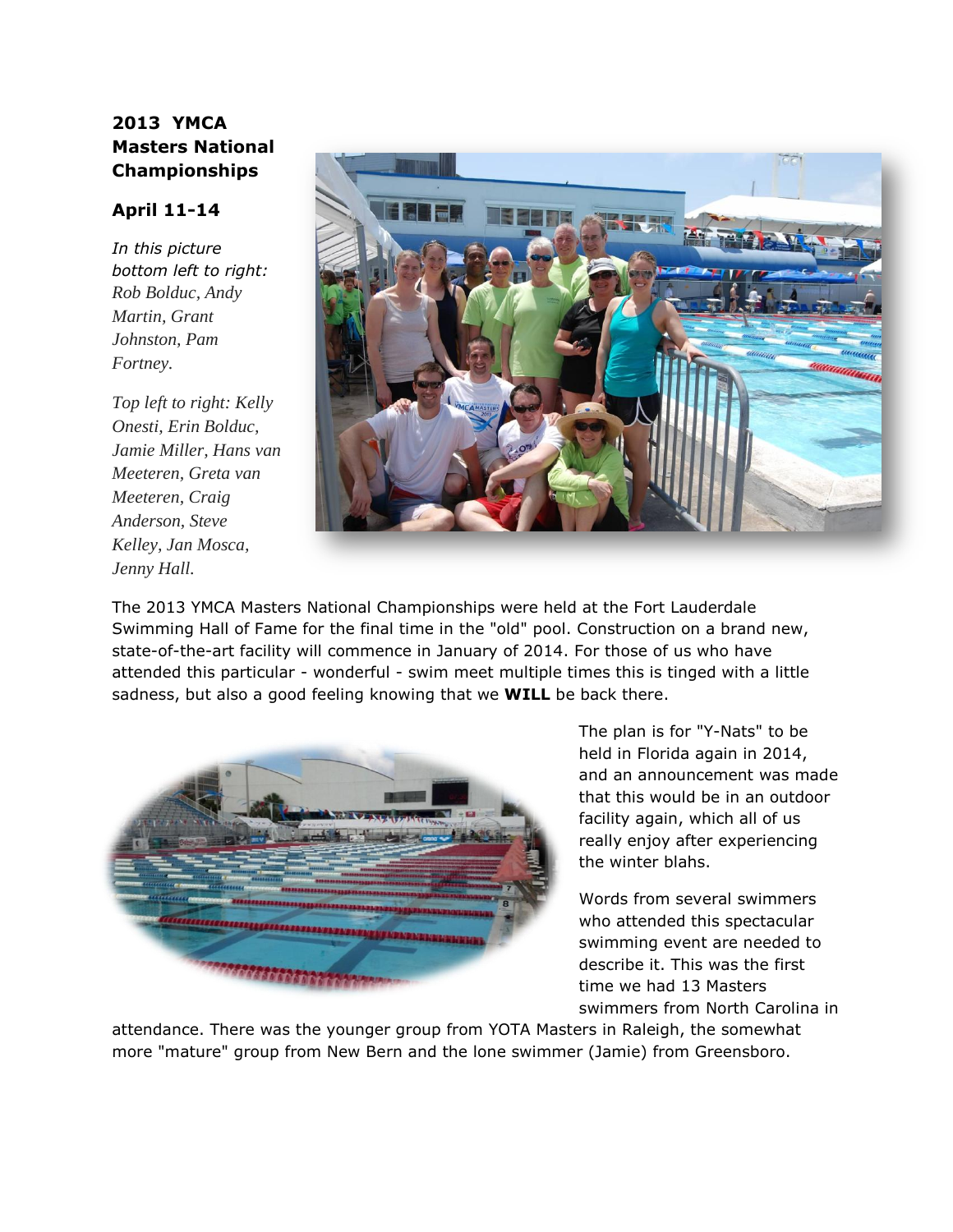**2013 YMCA Masters National Championships**

**April 11-14**

*In this picture bottom left to right: Rob Bolduc, Andy Martin, Grant Johnston, Pam Fortney.*

*Top left to right: Kelly Onesti, Erin Bolduc, Jamie Miller, Hans van Meeteren, Greta van Meeteren, Craig Anderson, Steve Kelley, Jan Mosca, Jenny Hall.*

The 2013 YMCA Masters National Championships were held at the Fort Lauderdale Swimming Hall of Fame for the final time in the "old" pool. Construction on a brand new, state-of-the-art facility will commence in January of 2014. For those of us who have attended this particular - wonderful - swim meet multiple times this is tinged with a little sadness, but also a good feeling knowing that we **WILL** be back there.

The plan is for "Y-Nats" to be held in Florida again in 2014, and an announcement was made that this would be in an outdoor facility again, which all of us really enjoy after experiencing the winter blahs.

Words from several swimmers who attended this spectacular swimming event are needed to describe it. This was the first time we had 13 Masters swimmers from North Carolina in attendance. There was the younger group from YOTA Masters in Raleigh, the somewhat more "mature" group from New Bern and the lone swimmer (Jamie) from Greensboro.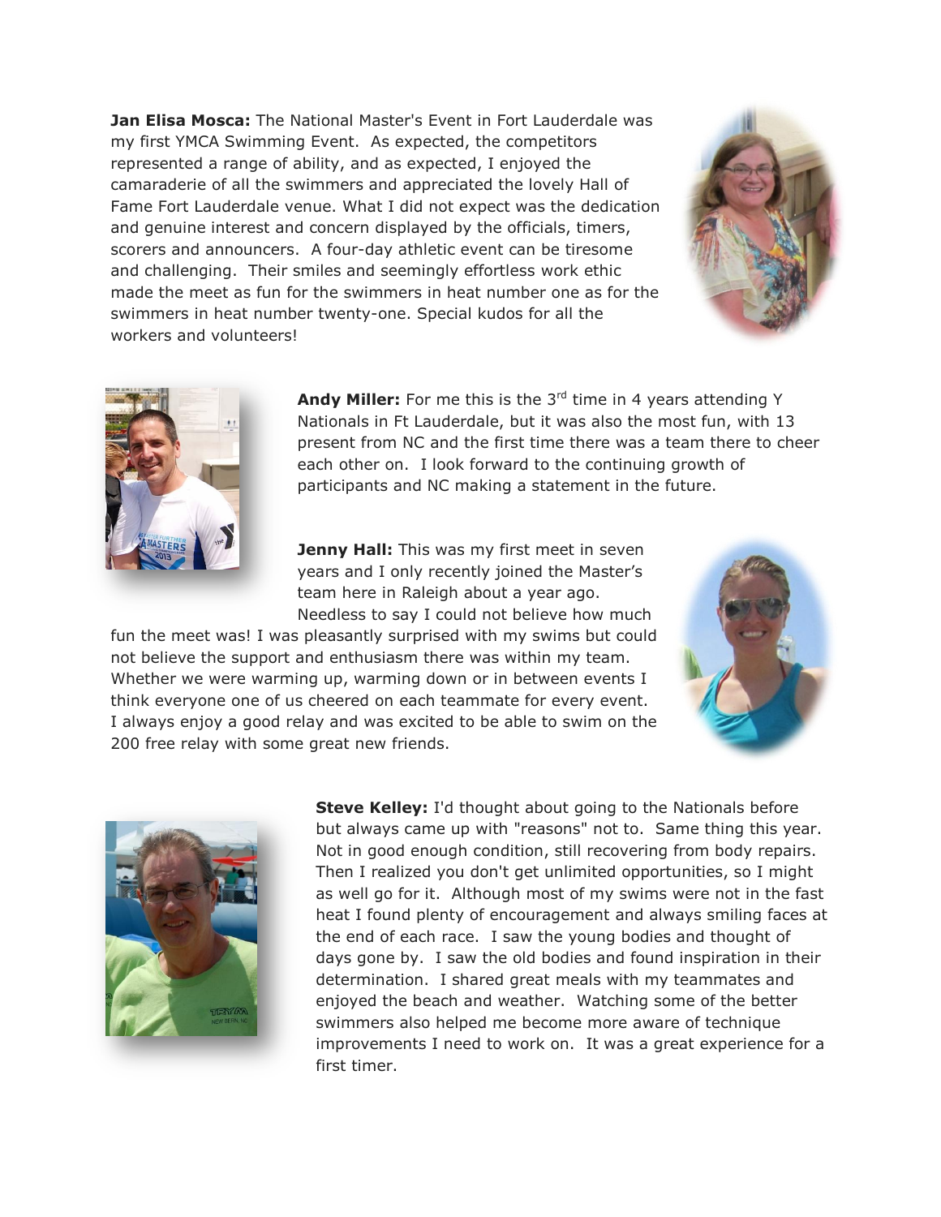**Jan Elisa Mosca:** The National Master's Event in Fort Lauderdale was my first YMCA Swimming Event. As expected, the competitors represented a range of ability, and as expected, I enjoyed the camaraderie of all the swimmers and appreciated the lovely Hall of Fame Fort Lauderdale venue. What I did not expect was the dedication and genuine interest and concern displayed by the officials, timers, scorers and announcers. A four-day athletic event can be tiresome and challenging. Their smiles and seemingly effortless work ethic made the meet as fun for the swimmers in heat number one as for the swimmers in heat number twenty-one. Special kudos for all the workers and volunteers!

**Andy Miller:** For me this is the 3rd time in 4 years attending Y Nationals in Ft Lauderdale, but it was also the most fun, with 13 present from NC and the first time there was a team there to cheer each other on. I look forward to the continuing growth of participants and NC making a statement in the future.

**Jenny Hall:** This was my first meet in seven years and I only recently joined the Master's team here in Raleigh about a year ago. Needless to say I could not believe how much fun the meet was! I was pleasantly surprised with my swims but could not believe the support and enthusiasm there was within my team. Whether we were warming up, warming down or in between events I think everyone one of us cheered on each teammate for every event. I always enjoy a good relay and was excited to be able to swim on the 200 free relay with some great new friends.

**Steve Kelley:** I'd thought about going to the Nationals before but always came up with "reasons" not to. Same thing this year. Not in good enough condition, still recovering from body repairs. Then I realized you don't get unlimited opportunities, so I might as well go for it. Although most of my swims were not in the fast heat I found plenty of encouragement and always smiling faces at the end of each race. I saw the young bodies and thought of days gone by. I saw the old bodies and found inspiration in their determination. I shared great meals with my teammates and enjoyed the beach and weather. Watching some of the better swimmers also helped me become more aware of technique improvements I need to work on. It was a great experience for a first timer.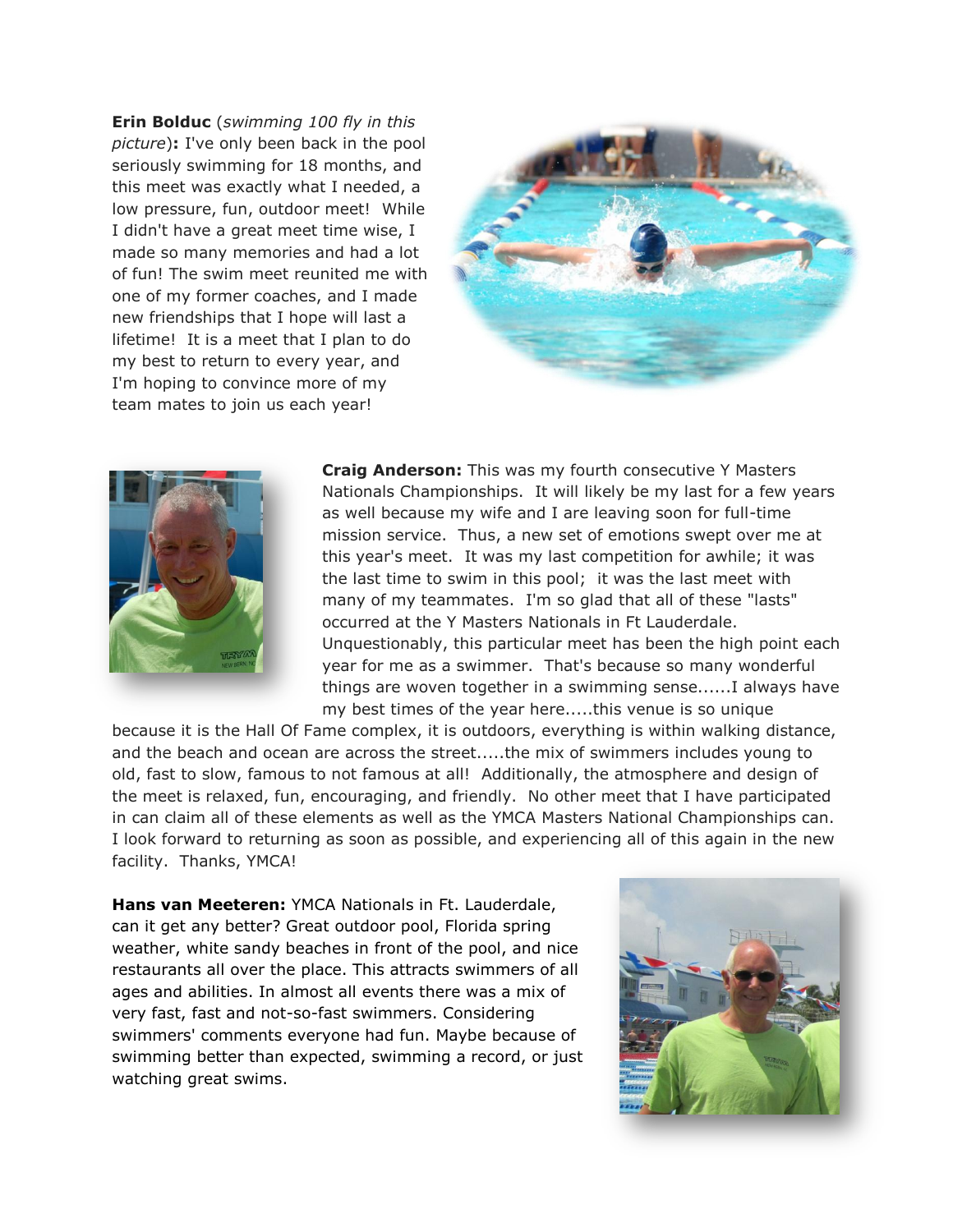**Erin Bolduc** (*swimming 100 fly in this picture*)**:** I've only been back in the pool seriously swimming for 18 months, and this meet was exactly what I needed, a low pressure, fun, outdoor meet! While I didn't have a great meet time wise, I made so many memories and had a lot of fun! The swim meet reunited me with one of my former coaches, and I made new friendships that I hope will last a lifetime! It is a meet that I plan to do my best to return to every year, and I'm hoping to convince more of my team mates to join us each year!

**Craig Anderson:** This was my fourth consecutive Y Masters Nationals Championships. It will likely be my last for a few years as well because my wife and I are leaving soon for full-time mission service. Thus, a new set of emotions swept over me at this year's meet. It was my last competition for awhile; it was the last time to swim in this pool; it was the last meet with many of my teammates. I'm so glad that all of these "lasts" occurred at the Y Masters Nationals in Ft Lauderdale. Unquestionably, this particular meet has been the high point each year for me as a swimmer. That's because so many wonderful things are woven together in a swimming sense......I always have my best times of the year here.....this venue is so unique because it is the Hall Of Fame complex, it is outdoors, everything is within walking distance, and the beach and ocean are across the street.....the mix of swimmers includes young to old, fast to slow, famous to not famous at all! Additionally, the atmosphere and design of the meet is relaxed, fun, encouraging, and friendly. No other meet that I have participated in can claim all of these elements as well as the YMCA Masters National Championships can. I look forward to returning as soon as possible, and experiencing all of this again in the new facility. Thanks, YMCA!

**Hans van Meeteren:** YMCA Nationals in Ft. Lauderdale, can it get any better? Great outdoor pool, Florida spring weather, white sandy beaches in front of the pool, and nice restaurants all over the place. This attracts swimmers of all ages and abilities. In almost all events there was a mix of very fast, fast and not-so-fast swimmers. Considering swimmers' comments everyone had fun. Maybe because of swimming better than expected, swimming a record, or just watching great swims.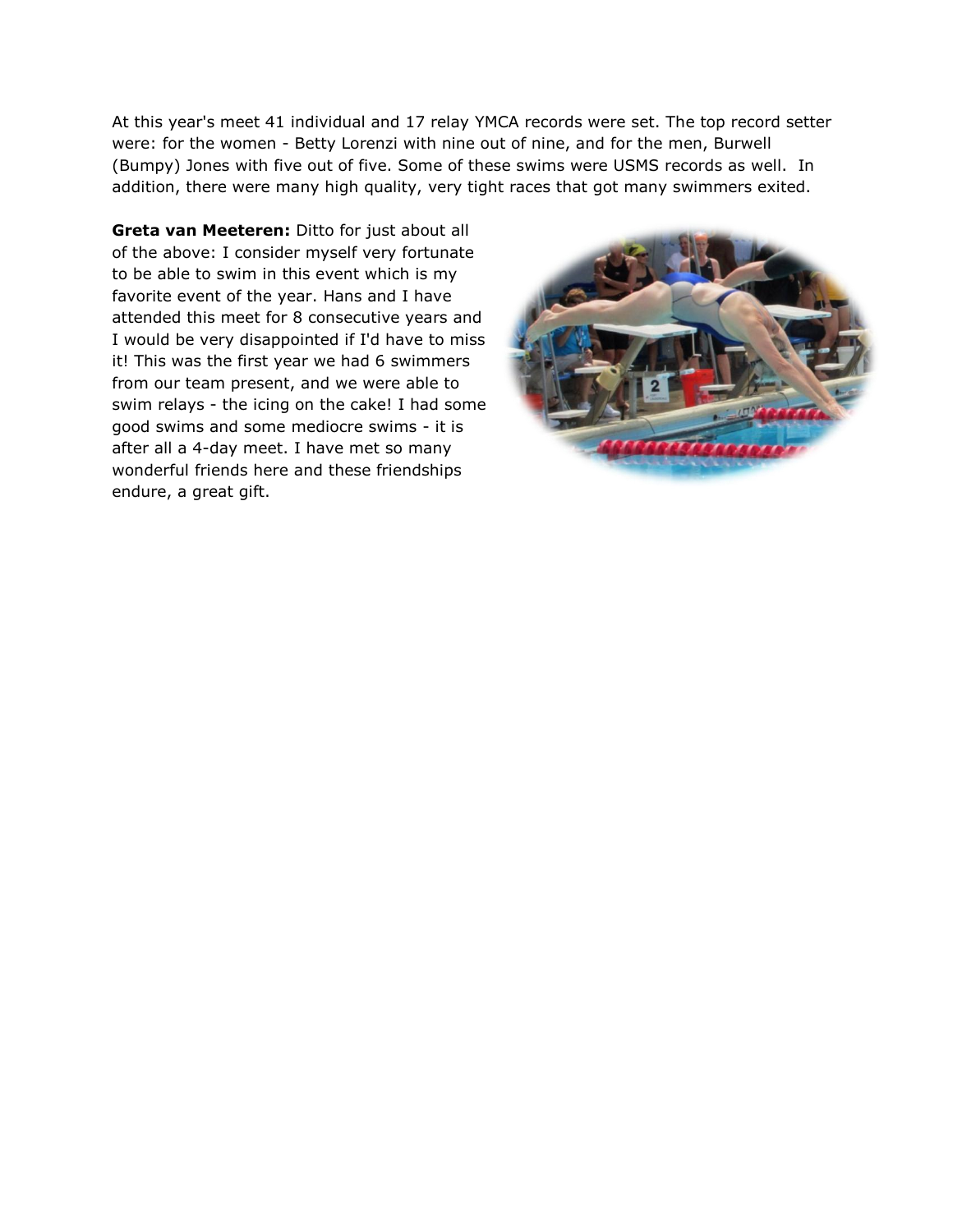At this year's meet 41 individual and 17 relay YMCA records were set. The top record setter were: for the women - Betty Lorenzi with nine out of nine, and for the men, Burwell (Bumpy) Jones with five out of five. Some of these swims were USMS records as well. In addition, there were many high quality, very tight races that got many swimmers exited.

**Greta van Meeteren:** Ditto for just about all of the above: I consider myself very fortunate to be able to swim in this event which is my favorite event of the year. Hans and I have attended this meet for 8 consecutive years and I would be very disappointed if I'd have to miss it! This was the first year we had 6 swimmers from our team present, and we were able to swim relays - the icing on the cake! I had some good swims and some mediocre swims - it is after all a 4-day meet. I have met so many wonderful friends here and these friendships endure, a great gift.